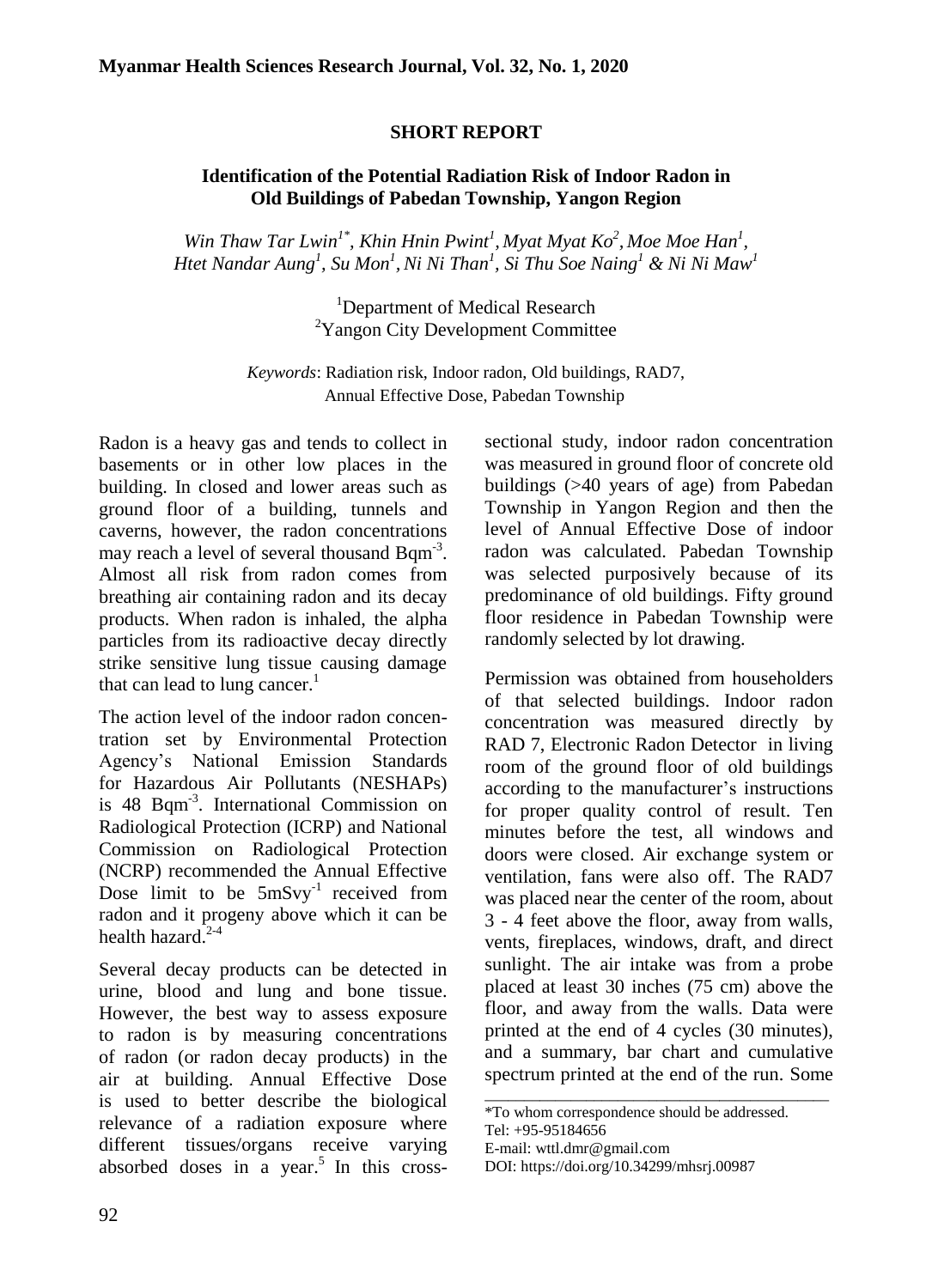**SHORT REPORT**

# Identification of the Potential Radiation Risk of Indoor Radon in Old Buildings of Pabedan Township, Yangon Region

*Win Thaw Tar Lwin[1*], Khin Hnin Pwint[1], Myat Myat Ko[2], Moe Moe Han[1], Htet Nandar Aung[1], Su Mon[1], Ni Ni Than[1], Si Thu Soe Naing[1] & Ni Ni Maw[1]*

[1]Department of Medical Research
[2]Yangon City Development Committee

*Keywords*: Radiation risk, Indoor radon, Old buildings, RAD7, Annual Effective Dose, Pabedan Township

Radon is a heavy gas and tends to collect in basements or in other low places in the building. In closed and lower areas such as ground floor of a building, tunnels and caverns, however, the radon concentrations may reach a level of several thousand Bq$m^{-3}$. Almost all risk from radon comes from breathing air containing radon and its decay products. When radon is inhaled, the alpha particles from its radioactive decay directly strike sensitive lung tissue causing damage that can lead to lung cancer.[1]

The action level of the indoor radon concentration set by Environmental Protection Agency's National Emission Standards for Hazardous Air Pollutants (NESHAPs) is 48 Bq$m^{-3}$. International Commission on Radiological Protection (ICRP) and National Commission on Radiological Protection (NCRP) recommended the Annual Effective Dose limit to be 5mS$vy^{-1}$ received from radon and it progeny above which it can be health hazard.[2-4]

Several decay products can be detected in urine, blood and lung and bone tissue. However, the best way to assess exposure to radon is by measuring concentrations of radon (or radon decay products) in the air at building. Annual Effective Dose is used to better describe the biological relevance of a radiation exposure where different tissues/organs receive varying absorbed doses in a year.[5] In this cross-sectional study, indoor radon concentration was measured in ground floor of concrete old buildings (>40 years of age) from Pabedan Township in Yangon Region and then the level of Annual Effective Dose of indoor radon was calculated. Pabedan Township was selected purposively because of its predominance of old buildings. Fifty ground floor residence in Pabedan Township were randomly selected by lot drawing.

Permission was obtained from householders of that selected buildings. Indoor radon concentration was measured directly by RAD 7, Electronic Radon Detector in living room of the ground floor of old buildings according to the manufacturer's instructions for proper quality control of result. Ten minutes before the test, all windows and doors were closed. Air exchange system or ventilation, fans were also off. The RAD7 was placed near the center of the room, about 3 - 4 feet above the floor, away from walls, vents, fireplaces, windows, draft, and direct sunlight. The air intake was from a probe placed at least 30 inches (75 cm) above the floor, and away from the walls. Data were printed at the end of 4 cycles (30 minutes), and a summary, bar chart and cumulative spectrum printed at the end of the run. Some

---

*To whom correspondence should be addressed.
Tel: +95-95184656
E-mail: wttl.dmr@gmail.com
DOI: https://doi.org/10.34299/mhsrj.00987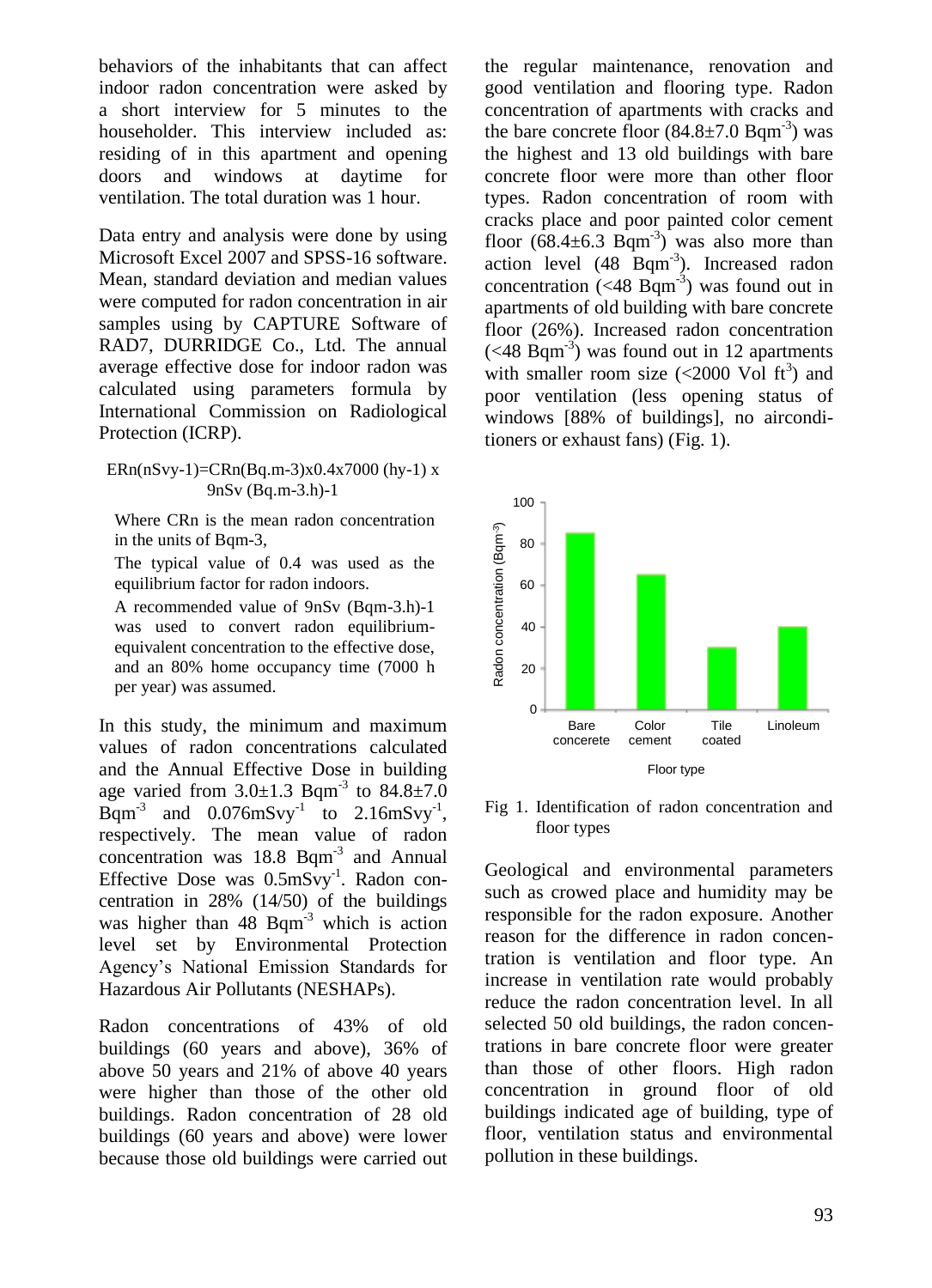behaviors of the inhabitants that can affect indoor radon concentration were asked by a short interview for 5 minutes to the householder. This interview included as: residing of in this apartment and opening doors and windows at daytime for ventilation. The total duration was 1 hour.

Data entry and analysis were done by using Microsoft Excel 2007 and SPSS-16 software. Mean, standard deviation and median values were computed for radon concentration in air samples using by CAPTURE Software of RAD7, DURRIDGE Co., Ltd. The annual average effective dose for indoor radon was calculated using parameters formula by International Commission on Radiological Protection (ICRP).

ERn(nSvy-1)=CRn(Bq.m-3)x0.4x7000 (hy-1) x 9nSv (Bq.m-3.h)-1

Where CRn is the mean radon concentration in the units of Bqm-3,

The typical value of 0.4 was used as the equilibrium factor for radon indoors.

A recommended value of 9nSv (Bqm-3.h)-1 was used to convert radon equilibrium-equivalent concentration to the effective dose, and an 80% home occupancy time (7000 h per year) was assumed.

In this study, the minimum and maximum values of radon concentrations calculated and the Annual Effective Dose in building age varied from $3.0\pm1.3$ Bqm$^{-3}$ to $84.8\pm7.0$ Bqm$^{-3}$ and 0.076mSvy$^{-1}$ to 2.16mSvy$^{-1}$, respectively. The mean value of radon concentration was 18.8 Bqm$^{-3}$ and Annual Effective Dose was 0.5mSvy$^{-1}$. Radon concentration in 28% (14/50) of the buildings was higher than 48 Bqm$^{-3}$ which is action level set by Environmental Protection Agency's National Emission Standards for Hazardous Air Pollutants (NESHAPs).

Radon concentrations of 43% of old buildings (60 years and above), 36% of above 50 years and 21% of above 40 years were higher than those of the other old buildings. Radon concentration of 28 old buildings (60 years and above) were lower because those old buildings were carried out the regular maintenance, renovation and good ventilation and flooring type. Radon concentration of apartments with cracks and the bare concrete floor ($84.8\pm7.0$ Bqm$^{-3}$) was the highest and 13 old buildings with bare concrete floor were more than other floor types. Radon concentration of room with cracks place and poor painted color cement floor ($68.4\pm6.3$ Bqm$^{-3}$) was also more than action level (48 Bqm$^{-3}$). Increased radon concentration (<48 Bqm$^{-3}$) was found out in apartments of old building with bare concrete floor (26%). Increased radon concentration (<48 Bqm$^{-3}$) was found out in 12 apartments with smaller room size (<2000 Vol ft$^{3}$) and poor ventilation (less opening status of windows [88% of buildings], no airconditioners or exhaust fans) (Fig. 1).

| Floor type | Radon concentration (Bqm$^{-3}$) |
|---|---|
| Bare concrete | ~85 |
| Color cement | ~65 |
| Tile coated | ~30 |
| Linoleum | ~40 |

Fig 1. Identification of radon concentration and floor types

Geological and environmental parameters such as crowed place and humidity may be responsible for the radon exposure. Another reason for the difference in radon concentration is ventilation and floor type. An increase in ventilation rate would probably reduce the radon concentration level. In all selected 50 old buildings, the radon concentrations in bare concrete floor were greater than those of other floors. High radon concentration in ground floor of old buildings indicated age of building, type of floor, ventilation status and environmental pollution in these buildings.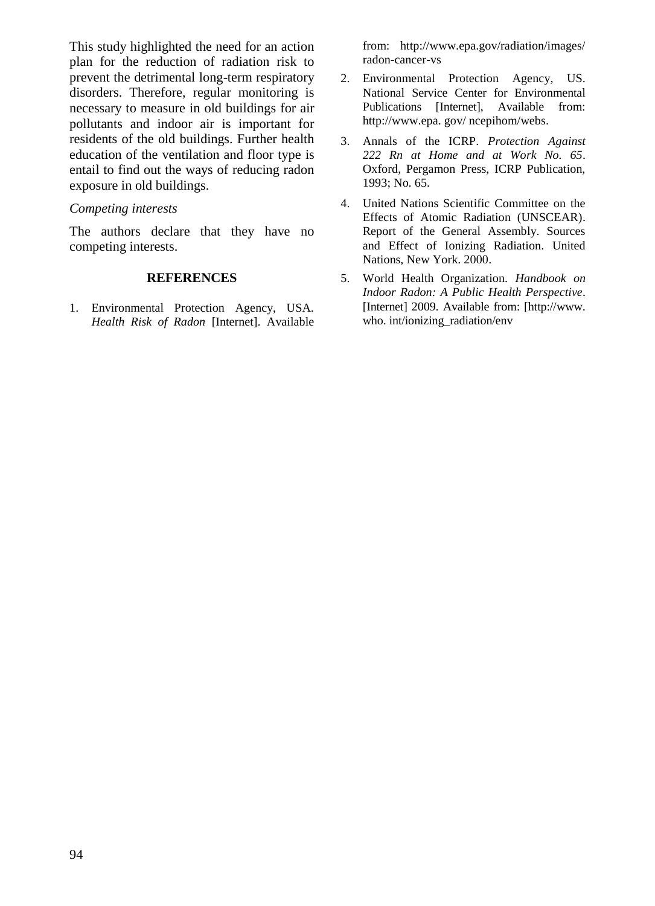This study highlighted the need for an action plan for the reduction of radiation risk to prevent the detrimental long-term respiratory disorders. Therefore, regular monitoring is necessary to measure in old buildings for air pollutants and indoor air is important for residents of the old buildings. Further health education of the ventilation and floor type is entail to find out the ways of reducing radon exposure in old buildings.

*Competing interests*

The authors declare that they have no competing interests.

## REFERENCES

1. Environmental Protection Agency, USA. *Health Risk of Radon* [Internet]. Available from: http://www.epa.gov/radiation/images/radon-cancer-vs
2. Environmental Protection Agency, US. National Service Center for Environmental Publications [Internet], Available from: http://www.epa. gov/ ncepihom/webs.
3. Annals of the ICRP. *Protection Against 222 Rn at Home and at Work No. 65*. Oxford, Pergamon Press, ICRP Publication, 1993; No. 65.
4. United Nations Scientific Committee on the Effects of Atomic Radiation (UNSCEAR). Report of the General Assembly. Sources and Effect of Ionizing Radiation. United Nations, New York. 2000.
5. World Health Organization. *Handbook on Indoor Radon: A Public Health Perspective*. [Internet] 2009. Available from: [http://www. who. int/ionizing_radiation/env